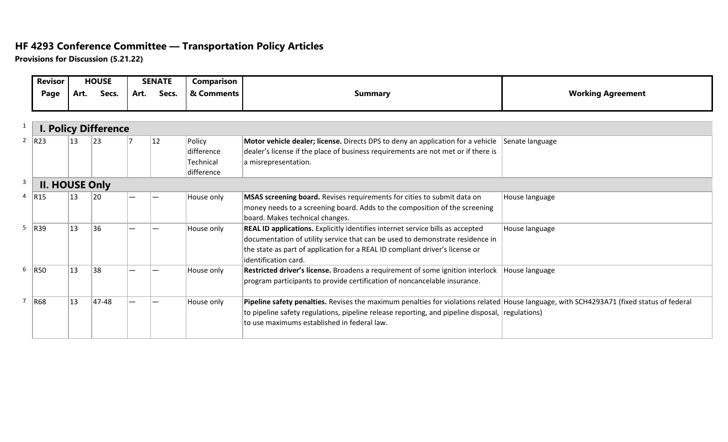# HF 4293 Conference Committee — Transportation Policy Articles

**Provisions for Discussion (5.21.22)**

| | Revisor Page | HOUSE Art. | HOUSE Secs. | SENATE Art. | SENATE Secs. | Comparison & Comments | Summary | Working Agreement |
|---|---|---|---|---|---|---|---|---|
| 1 | **I. Policy Difference** | | | | | | | |
| 2 | R23 | 13 | 23 | 7 | 12 | Policy difference Technical difference | **Motor vehicle dealer; license.** Directs DPS to deny an application for a vehicle dealer's license if the place of business requirements are not met or if there is a misrepresentation. | Senate language |
| 3 | **II. HOUSE Only** | | | | | | | |
| 4 | R15 | 13 | 20 | — | — | House only | **MSAS screening board.** Revises requirements for cities to submit data on money needs to a screening board. Adds to the composition of the screening board. Makes technical changes. | House language |
| 5 | R39 | 13 | 36 | — | — | House only | **REAL ID applications.** Explicitly identifies internet service bills as accepted documentation of utility service that can be used to demonstrate residence in the state as part of application for a REAL ID compliant driver's license or identification card. | House language |
| 6 | R50 | 13 | 38 | — | — | House only | **Restricted driver's license.** Broadens a requirement of some ignition interlock program participants to provide certification of noncancelable insurance. | House language |
| 7 | R68 | 13 | 47-48 | — | — | House only | **Pipeline safety penalties.** Revises the maximum penalties for violations related to pipeline safety regulations, pipeline release reporting, and pipeline disposal, to use maximums established in federal law. | House language, with SCH4293A71 (fixed status of federal regulations) |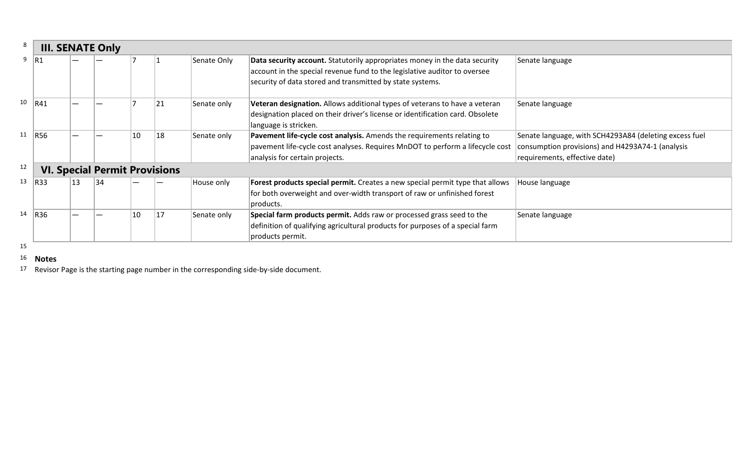| | | | | | | | |
|---|---|---|---|---|---|---|---|
| **III. SENATE Only** | | | | | | | |
| R1 | — | — | 7 | 1 | Senate Only | **Data security account.** Statutorily appropriates money in the data security account in the special revenue fund to the legislative auditor to oversee security of data stored and transmitted by state systems. | Senate language |
| R41 | — | — | 7 | 21 | Senate only | **Veteran designation.** Allows additional types of veterans to have a veteran designation placed on their driver's license or identification card. Obsolete language is stricken. | Senate language |
| R56 | — | — | 10 | 18 | Senate only | **Pavement life-cycle cost analysis.** Amends the requirements relating to pavement life-cycle cost analyses. Requires MnDOT to perform a lifecycle cost analysis for certain projects. | Senate language, with SCH4293A84 (deleting excess fuel consumption provisions) and H4293A74-1 (analysis requirements, effective date) |
| **VI. Special Permit Provisions** | | | | | | | |
| R33 | 13 | 34 | — | — | House only | **Forest products special permit.** Creates a new special permit type that allows for both overweight and over-width transport of raw or unfinished forest products. | House language |
| R36 | — | — | 10 | 17 | Senate only | **Special farm products permit.** Adds raw or processed grass seed to the definition of qualifying agricultural products for purposes of a special farm products permit. | Senate language |

**Notes**

Revisor Page is the starting page number in the corresponding side-by-side document.